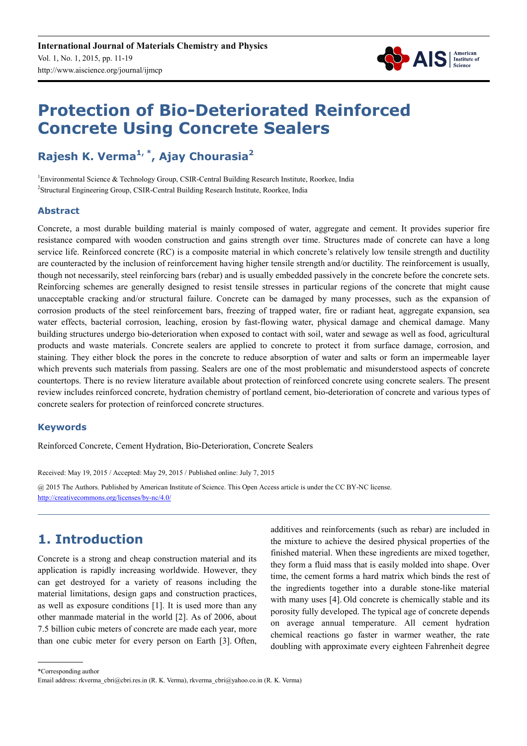# Protection of Bio-Deteriorated Reinforced Concrete Using Concrete Sealers

**Rajesh K. Verma[1, *], Ajay Chourasia[2]**

[1]Environmental Science & Technology Group, CSIR-Central Building Research Institute, Roorkee, India

[2]Structural Engineering Group, CSIR-Central Building Research Institute, Roorkee, India

## Abstract

Concrete, a most durable building material is mainly composed of water, aggregate and cement. It provides superior fire resistance compared with wooden construction and gains strength over time. Structures made of concrete can have a long service life. Reinforced concrete (RC) is a composite material in which concrete's relatively low tensile strength and ductility are counteracted by the inclusion of reinforcement having higher tensile strength and/or ductility. The reinforcement is usually, though not necessarily, steel reinforcing bars (rebar) and is usually embedded passively in the concrete before the concrete sets. Reinforcing schemes are generally designed to resist tensile stresses in particular regions of the concrete that might cause unacceptable cracking and/or structural failure. Concrete can be damaged by many processes, such as the expansion of corrosion products of the steel reinforcement bars, freezing of trapped water, fire or radiant heat, aggregate expansion, sea water effects, bacterial corrosion, leaching, erosion by fast-flowing water, physical damage and chemical damage. Many building structures undergo bio-deterioration when exposed to contact with soil, water and sewage as well as food, agricultural products and waste materials. Concrete sealers are applied to concrete to protect it from surface damage, corrosion, and staining. They either block the pores in the concrete to reduce absorption of water and salts or form an impermeable layer which prevents such materials from passing. Sealers are one of the most problematic and misunderstood aspects of concrete countertops. There is no review literature available about protection of reinforced concrete using concrete sealers. The present review includes reinforced concrete, hydration chemistry of portland cement, bio-deterioration of concrete and various types of concrete sealers for protection of reinforced concrete structures.

### Keywords

Reinforced Concrete, Cement Hydration, Bio-Deterioration, Concrete Sealers

Received: May 19, 2015 / Accepted: May 29, 2015 / Published online: July 7, 2015

@ 2015 The Authors. Published by American Institute of Science. This Open Access article is under the CC BY-NC license.
http://creativecommons.org/licenses/by-nc/4.0/

## 1. Introduction

Concrete is a strong and cheap construction material and its application is rapidly increasing worldwide. However, they can get destroyed for a variety of reasons including the material limitations, design gaps and construction practices, as well as exposure conditions [1]. It is used more than any other manmade material in the world [2]. As of 2006, about 7.5 billion cubic meters of concrete are made each year, more than one cubic meter for every person on Earth [3]. Often, additives and reinforcements (such as rebar) are included in the mixture to achieve the desired physical properties of the finished material. When these ingredients are mixed together, they form a fluid mass that is easily molded into shape. Over time, the cement forms a hard matrix which binds the rest of the ingredients together into a durable stone-like material with many uses [4]. Old concrete is chemically stable and its porosity fully developed. The typical age of concrete depends on average annual temperature. All cement hydration chemical reactions go faster in warmer weather, the rate doubling with approximate every eighteen Fahrenheit degree

*Corresponding author
Email address: rkverma_cbri@cbri.res.in (R. K. Verma), rkverma_cbri@yahoo.co.in (R. K. Verma)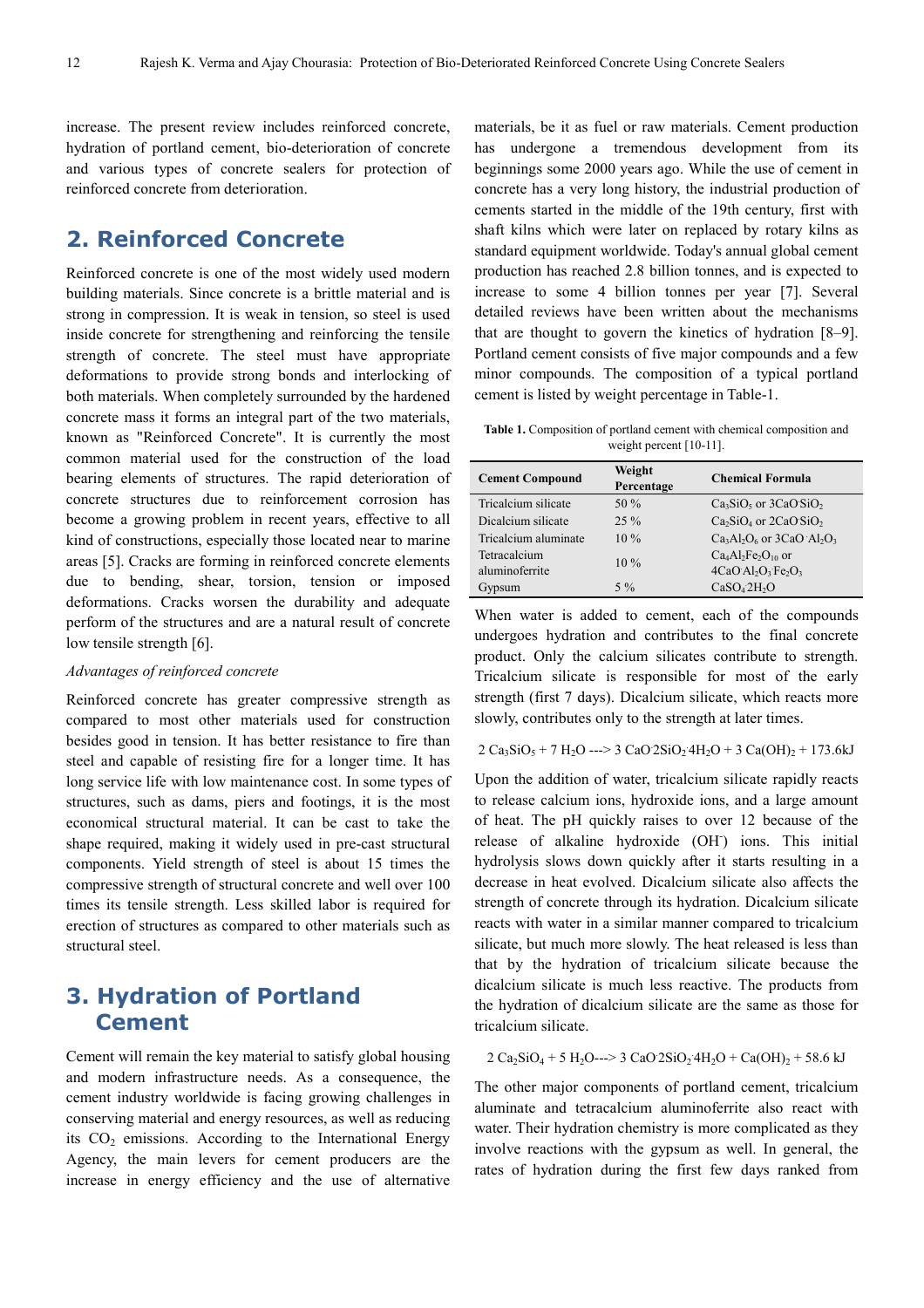increase. The present review includes reinforced concrete, hydration of portland cement, bio-deterioration of concrete and various types of concrete sealers for protection of reinforced concrete from deterioration.

## 2. Reinforced Concrete

Reinforced concrete is one of the most widely used modern building materials. Since concrete is a brittle material and is strong in compression. It is weak in tension, so steel is used inside concrete for strengthening and reinforcing the tensile strength of concrete. The steel must have appropriate deformations to provide strong bonds and interlocking of both materials. When completely surrounded by the hardened concrete mass it forms an integral part of the two materials, known as "Reinforced Concrete". It is currently the most common material used for the construction of the load bearing elements of structures. The rapid deterioration of concrete structures due to reinforcement corrosion has become a growing problem in recent years, effective to all kind of constructions, especially those located near to marine areas [5]. Cracks are forming in reinforced concrete elements due to bending, shear, torsion, tension or imposed deformations. Cracks worsen the durability and adequate perform of the structures and are a natural result of concrete low tensile strength [6].

*Advantages of reinforced concrete*

Reinforced concrete has greater compressive strength as compared to most other materials used for construction besides good in tension. It has better resistance to fire than steel and capable of resisting fire for a longer time. It has long service life with low maintenance cost. In some types of structures, such as dams, piers and footings, it is the most economical structural material. It can be cast to take the shape required, making it widely used in pre-cast structural components. Yield strength of steel is about 15 times the compressive strength of structural concrete and well over 100 times its tensile strength. Less skilled labor is required for erection of structures as compared to other materials such as structural steel.

## 3. Hydration of Portland Cement

Cement will remain the key material to satisfy global housing and modern infrastructure needs. As a consequence, the cement industry worldwide is facing growing challenges in conserving material and energy resources, as well as reducing its $CO_2$ emissions. According to the International Energy Agency, the main levers for cement producers are the increase in energy efficiency and the use of alternative materials, be it as fuel or raw materials. Cement production has undergone a tremendous development from its beginnings some 2000 years ago. While the use of cement in concrete has a very long history, the industrial production of cements started in the middle of the 19th century, first with shaft kilns which were later on replaced by rotary kilns as standard equipment worldwide. Today's annual global cement production has reached 2.8 billion tonnes, and is expected to increase to some 4 billion tonnes per year [7]. Several detailed reviews have been written about the mechanisms that are thought to govern the kinetics of hydration [8–9]. Portland cement consists of five major compounds and a few minor compounds. The composition of a typical portland cement is listed by weight percentage in Table-1.

**Table 1.** Composition of portland cement with chemical composition and weight percent [10-11].

| Cement Compound | Weight Percentage | Chemical Formula |
|---|---|---|
| Tricalcium silicate | 50 % | $Ca_3SiO_5$ or $3CaO{\cdot}SiO_2$ |
| Dicalcium silicate | 25 % | $Ca_2SiO_4$ or $2CaO{\cdot}SiO_2$ |
| Tricalcium aluminate | 10 % | $Ca_3Al_2O_6$ or $3CaO{\cdot}Al_2O_3$ |
| Tetracalcium aluminoferrite | 10 % | $Ca_4Al_2Fe_2O_{10}$ or $4CaO{\cdot}Al_2O_3{\cdot}Fe_2O_3$ |
| Gypsum | 5 % | $CaSO_4{\cdot}2H_2O$ |

When water is added to cement, each of the compounds undergoes hydration and contributes to the final concrete product. Only the calcium silicates contribute to strength. Tricalcium silicate is responsible for most of the early strength (first 7 days). Dicalcium silicate, which reacts more slowly, contributes only to the strength at later times.

$$2\,Ca_3SiO_5 + 7\,H_2O \dashrightarrow 3\,CaO{\cdot}2SiO_2{\cdot}4H_2O + 3\,Ca(OH)_2 + 173.6\,kJ$$

Upon the addition of water, tricalcium silicate rapidly reacts to release calcium ions, hydroxide ions, and a large amount of heat. The pH quickly raises to over 12 because of the release of alkaline hydroxide ($OH^-$) ions. This initial hydrolysis slows down quickly after it starts resulting in a decrease in heat evolved. Dicalcium silicate also affects the strength of concrete through its hydration. Dicalcium silicate reacts with water in a similar manner compared to tricalcium silicate, but much more slowly. The heat released is less than that by the hydration of tricalcium silicate because the dicalcium silicate is much less reactive. The products from the hydration of dicalcium silicate are the same as those for tricalcium silicate.

$$2\,Ca_2SiO_4 + 5\,H_2O \dashrightarrow 3\,CaO{\cdot}2SiO_2{\cdot}4H_2O + Ca(OH)_2 + 58.6\,kJ$$

The other major components of portland cement, tricalcium aluminate and tetracalcium aluminoferrite also react with water. Their hydration chemistry is more complicated as they involve reactions with the gypsum as well. In general, the rates of hydration during the first few days ranked from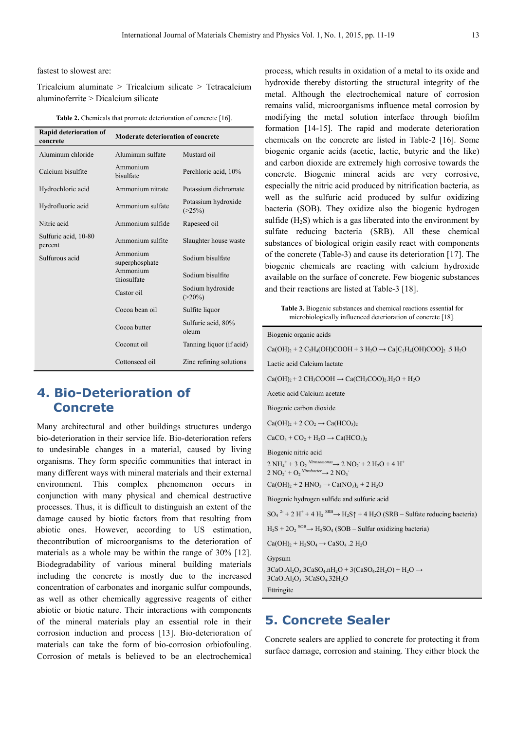fastest to slowest are:

Tricalcium aluminate > Tricalcium silicate > Tetracalcium aluminoferrite > Dicalcium silicate

**Table 2.** Chemicals that promote deterioration of concrete [16].

| Rapid deterioration of concrete | Moderate deterioration of concrete | |
|---|---|---|
| Aluminum chloride | Aluminum sulfate | Mustard oil |
| Calcium bisulfite | Ammonium bisulfate | Perchloric acid, 10% |
| Hydrochloric acid | Ammonium nitrate | Potassium dichromate |
| Hydrofluoric acid | Ammonium sulfate | Potassium hydroxide (>25%) |
| Nitric acid | Ammonium sulfide | Rapeseed oil |
| Sulfuric acid, 10-80 percent | Ammonium sulfite | Slaughter house waste |
| Sulfurous acid | Ammonium superphosphate | Sodium bisulfate |
| | Ammonium thiosulfate | Sodium bisulfite |
| | Castor oil | Sodium hydroxide (>20%) |
| | Cocoa bean oil | Sulfite liquor |
| | Cocoa butter | Sulfuric acid, 80% oleum |
| | Coconut oil | Tanning liquor (if acid) |
| | Cottonseed oil | Zinc refining solutions |

# 4. Bio-Deterioration of Concrete

Many architectural and other buildings structures undergo bio-deterioration in their service life. Bio-deterioration refers to undesirable changes in a material, caused by living organisms. They form specific communities that interact in many different ways with mineral materials and their external environment. This complex phenomenon occurs in conjunction with many physical and chemical destructive processes. Thus, it is difficult to distinguish an extent of the damage caused by biotic factors from that resulting from abiotic ones. However, according to US estimation, thecontribution of microorganisms to the deterioration of materials as a whole may be within the range of 30% [12]. Biodegradability of various mineral building materials including the concrete is mostly due to the increased concentration of carbonates and inorganic sulfur compounds, as well as other chemically aggressive reagents of either abiotic or biotic nature. Their interactions with components of the mineral materials play an essential role in their corrosion induction and process [13]. Bio-deterioration of materials can take the form of bio-corrosion orbiofouling. Corrosion of metals is believed to be an electrochemical process, which results in oxidation of a metal to its oxide and hydroxide thereby distorting the structural integrity of the metal. Although the electrochemical nature of corrosion remains valid, microorganisms influence metal corrosion by modifying the metal solution interface through biofilm formation [14-15]. The rapid and moderate deterioration chemicals on the concrete are listed in Table-2 [16]. Some biogenic organic acids (acetic, lactic, butyric and the like) and carbon dioxide are extremely high corrosive towards the concrete. Biogenic mineral acids are very corrosive, especially the nitric acid produced by nitrification bacteria, as well as the sulfuric acid produced by sulfur oxidizing bacteria (SOB). They oxidize also the biogenic hydrogen sulfide ($H_2S$) which is a gas liberated into the environment by sulfate reducing bacteria (SRB). All these chemical substances of biological origin easily react with components of the concrete (Table-3) and cause its deterioration [17]. The biogenic chemicals are reacting with calcium hydroxide available on the surface of concrete. Few biogenic substances and their reactions are listed at Table-3 [18].

**Table 3.** Biogenic substances and chemical reactions essential for microbiologically influenced deterioration of concrete [18].

| |
|---|
| Biogenic organic acids |
| $Ca(OH)_2 + 2\ C_2H_4(OH)COOH + 3\ H_2O \rightarrow Ca[C_2H_4(OH)COO]_2 .5\ H_2O$ |
| Lactic acid Calcium lactate |
| $Ca(OH)_2 + 2\ CH_3COOH \rightarrow Ca(CH_3COO)_2.H_2O + H_2O$ |
| Acetic acid Calcium acetate |
| Biogenic carbon dioxide |
| $Ca(OH)_2 + 2\ CO_2 \rightarrow Ca(HCO_3)_2$ |
| $CaCO_3 + CO_2 + H_2O \rightarrow Ca(HCO_3)_2$ |
| Biogenic nitric acid |
| $2\ NH_4^+ + 3\ O_2 \xrightarrow{Nitrosomonas} 2\ NO_2^- + 2\ H_2O + 4\ H^+$ <br> $2\ NO_2^- + O_2 \xrightarrow{Nitrobacter} 2\ NO_3^-$ |
| $Ca(OH)_2 + 2\ HNO_3 \rightarrow Ca(NO_3)_2 + 2\ H_2O$ |
| Biogenic hydrogen sulfide and sulfuric acid |
| $SO_4^{2-} + 2\ H^+ + 4\ H_2 \xrightarrow{SRB} H_2S\uparrow + 4\ H_2O$ (SRB – Sulfate reducing bacteria) |
| $H_2S + 2O_2 \xrightarrow{SOB} H_2SO_4$ (SOB – Sulfur oxidizing bacteria) |
| $Ca(OH)_2 + H_2SO_4 \rightarrow CaSO_4 .2\ H_2O$ |
| Gypsum |
| $3CaO.Al_2O_3.3CaSO_4.nH_2O + 3(CaSO_4.2H_2O) + H_2O \rightarrow$ <br> $3CaO.Al_2O_3\ .3CaSO_4.32H_2O$ |
| Ettringite |

# 5. Concrete Sealer

Concrete sealers are applied to concrete for protecting it from surface damage, corrosion and staining. They either block the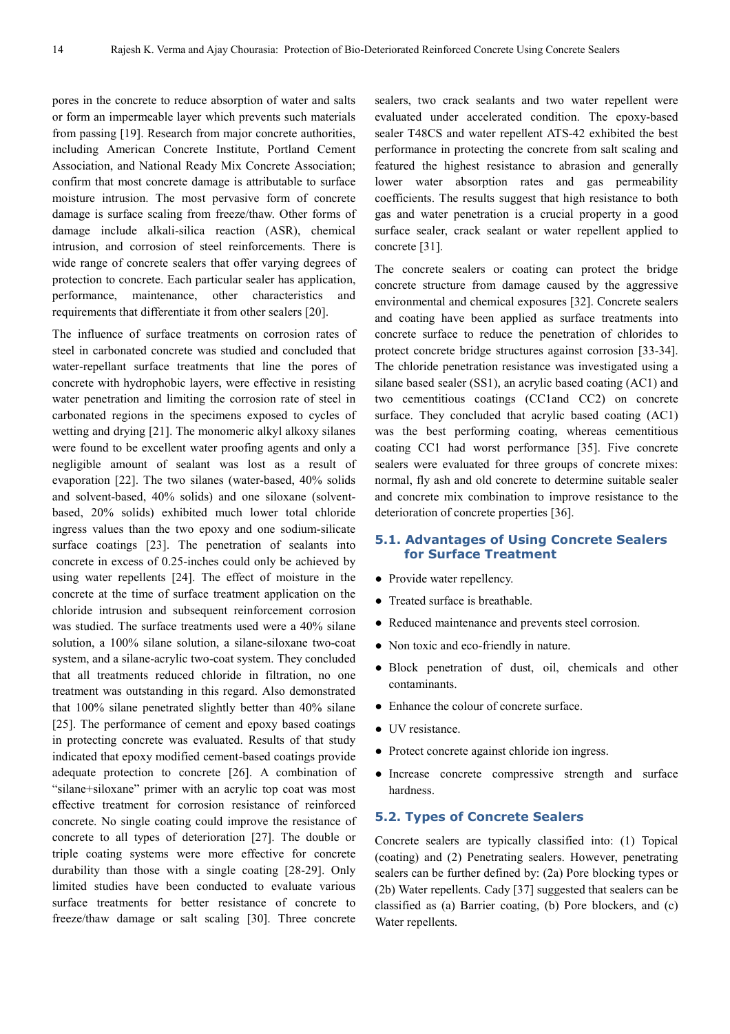pores in the concrete to reduce absorption of water and salts or form an impermeable layer which prevents such materials from passing [19]. Research from major concrete authorities, including American Concrete Institute, Portland Cement Association, and National Ready Mix Concrete Association; confirm that most concrete damage is attributable to surface moisture intrusion. The most pervasive form of concrete damage is surface scaling from freeze/thaw. Other forms of damage include alkali-silica reaction (ASR), chemical intrusion, and corrosion of steel reinforcements. There is wide range of concrete sealers that offer varying degrees of protection to concrete. Each particular sealer has application, performance, maintenance, other characteristics and requirements that differentiate it from other sealers [20].

The influence of surface treatments on corrosion rates of steel in carbonated concrete was studied and concluded that water-repellant surface treatments that line the pores of concrete with hydrophobic layers, were effective in resisting water penetration and limiting the corrosion rate of steel in carbonated regions in the specimens exposed to cycles of wetting and drying [21]. The monomeric alkyl alkoxy silanes were found to be excellent water proofing agents and only a negligible amount of sealant was lost as a result of evaporation [22]. The two silanes (water-based, 40% solids and solvent-based, 40% solids) and one siloxane (solvent-based, 20% solids) exhibited much lower total chloride ingress values than the two epoxy and one sodium-silicate surface coatings [23]. The penetration of sealants into concrete in excess of 0.25-inches could only be achieved by using water repellents [24]. The effect of moisture in the concrete at the time of surface treatment application on the chloride intrusion and subsequent reinforcement corrosion was studied. The surface treatments used were a 40% silane solution, a 100% silane solution, a silane-siloxane two-coat system, and a silane-acrylic two-coat system. They concluded that all treatments reduced chloride in filtration, no one treatment was outstanding in this regard. Also demonstrated that 100% silane penetrated slightly better than 40% silane [25]. The performance of cement and epoxy based coatings in protecting concrete was evaluated. Results of that study indicated that epoxy modified cement-based coatings provide adequate protection to concrete [26]. A combination of "silane+siloxane" primer with an acrylic top coat was most effective treatment for corrosion resistance of reinforced concrete. No single coating could improve the resistance of concrete to all types of deterioration [27]. The double or triple coating systems were more effective for concrete durability than those with a single coating [28-29]. Only limited studies have been conducted to evaluate various surface treatments for better resistance of concrete to freeze/thaw damage or salt scaling [30]. Three concrete sealers, two crack sealants and two water repellent were evaluated under accelerated condition. The epoxy-based sealer T48CS and water repellent ATS-42 exhibited the best performance in protecting the concrete from salt scaling and featured the highest resistance to abrasion and generally lower water absorption rates and gas permeability coefficients. The results suggest that high resistance to both gas and water penetration is a crucial property in a good surface sealer, crack sealant or water repellent applied to concrete [31].

The concrete sealers or coating can protect the bridge concrete structure from damage caused by the aggressive environmental and chemical exposures [32]. Concrete sealers and coating have been applied as surface treatments into concrete surface to reduce the penetration of chlorides to protect concrete bridge structures against corrosion [33-34]. The chloride penetration resistance was investigated using a silane based sealer (SS1), an acrylic based coating (AC1) and two cementitious coatings (CC1and CC2) on concrete surface. They concluded that acrylic based coating (AC1) was the best performing coating, whereas cementitious coating CC1 had worst performance [35]. Five concrete sealers were evaluated for three groups of concrete mixes: normal, fly ash and old concrete to determine suitable sealer and concrete mix combination to improve resistance to the deterioration of concrete properties [36].

### 5.1. Advantages of Using Concrete Sealers for Surface Treatment

- Provide water repellency.
- Treated surface is breathable.
- Reduced maintenance and prevents steel corrosion.
- Non toxic and eco-friendly in nature.
- Block penetration of dust, oil, chemicals and other contaminants.
- Enhance the colour of concrete surface.
- UV resistance.
- Protect concrete against chloride ion ingress.
- Increase concrete compressive strength and surface hardness.

### 5.2. Types of Concrete Sealers

Concrete sealers are typically classified into: (1) Topical (coating) and (2) Penetrating sealers. However, penetrating sealers can be further defined by: (2a) Pore blocking types or (2b) Water repellents. Cady [37] suggested that sealers can be classified as (a) Barrier coating, (b) Pore blockers, and (c) Water repellents.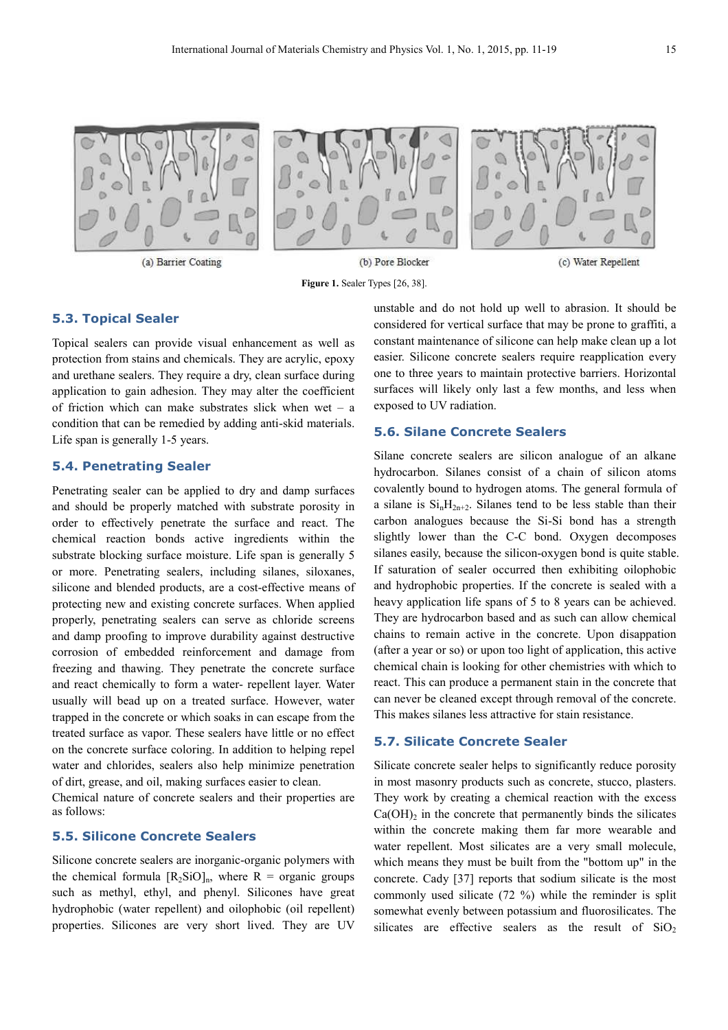(a) Barrier Coating

(b) Pore Blocker

(c) Water Repellent

**Figure 1.** Sealer Types [26, 38].

### 5.3. Topical Sealer

Topical sealers can provide visual enhancement as well as protection from stains and chemicals. They are acrylic, epoxy and urethane sealers. They require a dry, clean surface during application to gain adhesion. They may alter the coefficient of friction which can make substrates slick when wet – a condition that can be remedied by adding anti-skid materials. Life span is generally 1-5 years.

### 5.4. Penetrating Sealer

Penetrating sealer can be applied to dry and damp surfaces and should be properly matched with substrate porosity in order to effectively penetrate the surface and react. The chemical reaction bonds active ingredients within the substrate blocking surface moisture. Life span is generally 5 or more. Penetrating sealers, including silanes, siloxanes, silicone and blended products, are a cost-effective means of protecting new and existing concrete surfaces. When applied properly, penetrating sealers can serve as chloride screens and damp proofing to improve durability against destructive corrosion of embedded reinforcement and damage from freezing and thawing. They penetrate the concrete surface and react chemically to form a water- repellent layer. Water usually will bead up on a treated surface. However, water trapped in the concrete or which soaks in can escape from the treated surface as vapor. These sealers have little or no effect on the concrete surface coloring. In addition to helping repel water and chlorides, sealers also help minimize penetration of dirt, grease, and oil, making surfaces easier to clean.

Chemical nature of concrete sealers and their properties are as follows:

### 5.5. Silicone Concrete Sealers

Silicone concrete sealers are inorganic-organic polymers with the chemical formula $[R_2SiO]_n$, where R = organic groups such as methyl, ethyl, and phenyl. Silicones have great hydrophobic (water repellent) and oilophobic (oil repellent) properties. Silicones are very short lived. They are UV unstable and do not hold up well to abrasion. It should be considered for vertical surface that may be prone to graffiti, a constant maintenance of silicone can help make clean up a lot easier. Silicone concrete sealers require reapplication every one to three years to maintain protective barriers. Horizontal surfaces will likely only last a few months, and less when exposed to UV radiation.

### 5.6. Silane Concrete Sealers

Silane concrete sealers are silicon analogue of an alkane hydrocarbon. Silanes consist of a chain of silicon atoms covalently bound to hydrogen atoms. The general formula of a silane is $Si_nH_{2n+2}$. Silanes tend to be less stable than their carbon analogues because the Si-Si bond has a strength slightly lower than the C-C bond. Oxygen decomposes silanes easily, because the silicon-oxygen bond is quite stable. If saturation of sealer occurred then exhibiting oilophobic and hydrophobic properties. If the concrete is sealed with a heavy application life spans of 5 to 8 years can be achieved. They are hydrocarbon based and as such can allow chemical chains to remain active in the concrete. Upon disappation (after a year or so) or upon too light of application, this active chemical chain is looking for other chemistries with which to react. This can produce a permanent stain in the concrete that can never be cleaned except through removal of the concrete. This makes silanes less attractive for stain resistance.

### 5.7. Silicate Concrete Sealer

Silicate concrete sealer helps to significantly reduce porosity in most masonry products such as concrete, stucco, plasters. They work by creating a chemical reaction with the excess $Ca(OH)_2$ in the concrete that permanently binds the silicates within the concrete making them far more wearable and water repellent. Most silicates are a very small molecule, which means they must be built from the "bottom up" in the concrete. Cady [37] reports that sodium silicate is the most commonly used silicate (72 %) while the reminder is split somewhat evenly between potassium and fluorosilicates. The silicates are effective sealers as the result of $SiO_2$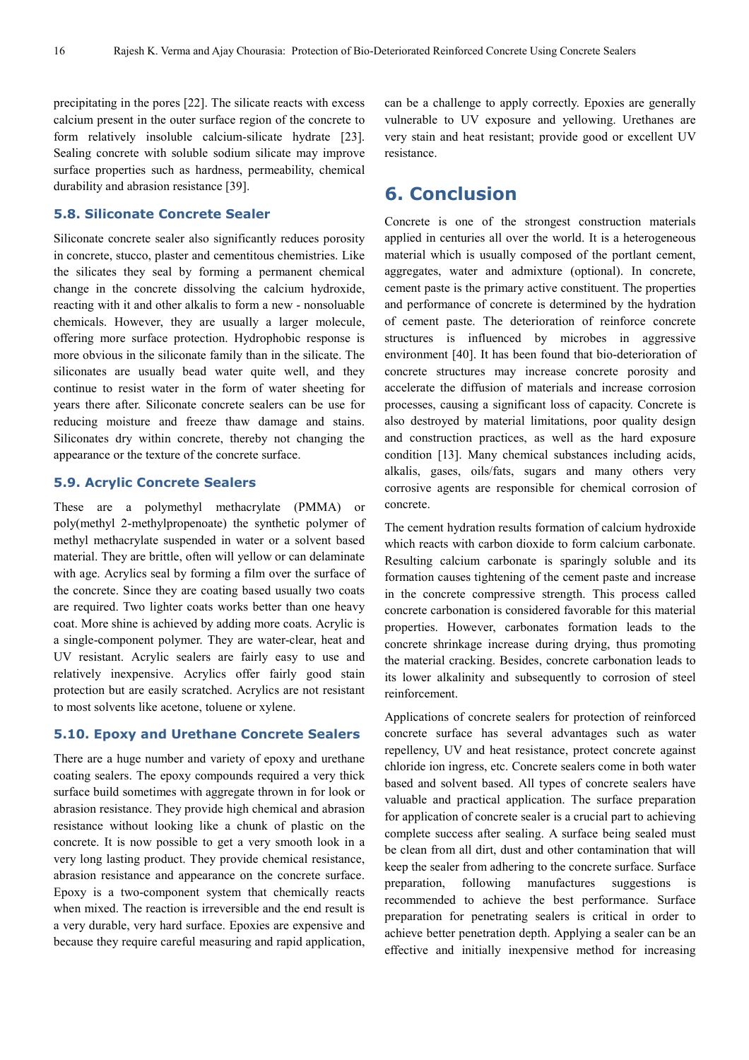precipitating in the pores [22]. The silicate reacts with excess calcium present in the outer surface region of the concrete to form relatively insoluble calcium-silicate hydrate [23]. Sealing concrete with soluble sodium silicate may improve surface properties such as hardness, permeability, chemical durability and abrasion resistance [39].

### 5.8. Siliconate Concrete Sealer

Siliconate concrete sealer also significantly reduces porosity in concrete, stucco, plaster and cementitous chemistries. Like the silicates they seal by forming a permanent chemical change in the concrete dissolving the calcium hydroxide, reacting with it and other alkalis to form a new - nonsoluable chemicals. However, they are usually a larger molecule, offering more surface protection. Hydrophobic response is more obvious in the siliconate family than in the silicate. The siliconates are usually bead water quite well, and they continue to resist water in the form of water sheeting for years there after. Siliconate concrete sealers can be use for reducing moisture and freeze thaw damage and stains. Siliconates dry within concrete, thereby not changing the appearance or the texture of the concrete surface.

### 5.9. Acrylic Concrete Sealers

These are a polymethyl methacrylate (PMMA) or poly(methyl 2-methylpropenoate) the synthetic polymer of methyl methacrylate suspended in water or a solvent based material. They are brittle, often will yellow or can delaminate with age. Acrylics seal by forming a film over the surface of the concrete. Since they are coating based usually two coats are required. Two lighter coats works better than one heavy coat. More shine is achieved by adding more coats. Acrylic is a single-component polymer. They are water-clear, heat and UV resistant. Acrylic sealers are fairly easy to use and relatively inexpensive. Acrylics offer fairly good stain protection but are easily scratched. Acrylics are not resistant to most solvents like acetone, toluene or xylene.

### 5.10. Epoxy and Urethane Concrete Sealers

There are a huge number and variety of epoxy and urethane coating sealers. The epoxy compounds required a very thick surface build sometimes with aggregate thrown in for look or abrasion resistance. They provide high chemical and abrasion resistance without looking like a chunk of plastic on the concrete. It is now possible to get a very smooth look in a very long lasting product. They provide chemical resistance, abrasion resistance and appearance on the concrete surface. Epoxy is a two-component system that chemically reacts when mixed. The reaction is irreversible and the end result is a very durable, very hard surface. Epoxies are expensive and because they require careful measuring and rapid application, can be a challenge to apply correctly. Epoxies are generally vulnerable to UV exposure and yellowing. Urethanes are very stain and heat resistant; provide good or excellent UV resistance.

## 6. Conclusion

Concrete is one of the strongest construction materials applied in centuries all over the world. It is a heterogeneous material which is usually composed of the portlant cement, aggregates, water and admixture (optional). In concrete, cement paste is the primary active constituent. The properties and performance of concrete is determined by the hydration of cement paste. The deterioration of reinforce concrete structures is influenced by microbes in aggressive environment [40]. It has been found that bio-deterioration of concrete structures may increase concrete porosity and accelerate the diffusion of materials and increase corrosion processes, causing a significant loss of capacity. Concrete is also destroyed by material limitations, poor quality design and construction practices, as well as the hard exposure condition [13]. Many chemical substances including acids, alkalis, gases, oils/fats, sugars and many others very corrosive agents are responsible for chemical corrosion of concrete.

The cement hydration results formation of calcium hydroxide which reacts with carbon dioxide to form calcium carbonate. Resulting calcium carbonate is sparingly soluble and its formation causes tightening of the cement paste and increase in the concrete compressive strength. This process called concrete carbonation is considered favorable for this material properties. However, carbonates formation leads to the concrete shrinkage increase during drying, thus promoting the material cracking. Besides, concrete carbonation leads to its lower alkalinity and subsequently to corrosion of steel reinforcement.

Applications of concrete sealers for protection of reinforced concrete surface has several advantages such as water repellency, UV and heat resistance, protect concrete against chloride ion ingress, etc. Concrete sealers come in both water based and solvent based. All types of concrete sealers have valuable and practical application. The surface preparation for application of concrete sealer is a crucial part to achieving complete success after sealing. A surface being sealed must be clean from all dirt, dust and other contamination that will keep the sealer from adhering to the concrete surface. Surface preparation, following manufactures suggestions is recommended to achieve the best performance. Surface preparation for penetrating sealers is critical in order to achieve better penetration depth. Applying a sealer can be an effective and initially inexpensive method for increasing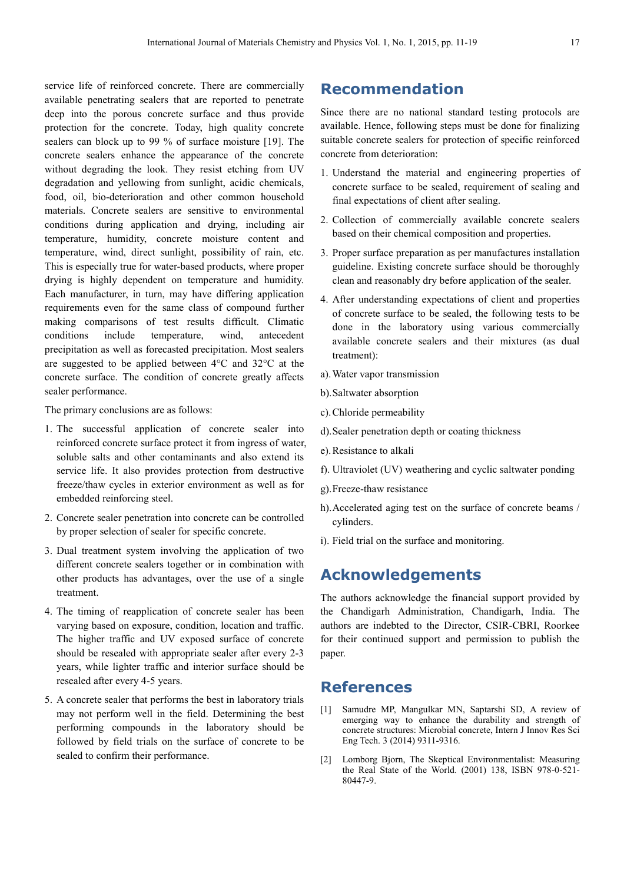service life of reinforced concrete. There are commercially available penetrating sealers that are reported to penetrate deep into the porous concrete surface and thus provide protection for the concrete. Today, high quality concrete sealers can block up to 99 % of surface moisture [19]. The concrete sealers enhance the appearance of the concrete without degrading the look. They resist etching from UV degradation and yellowing from sunlight, acidic chemicals, food, oil, bio-deterioration and other common household materials. Concrete sealers are sensitive to environmental conditions during application and drying, including air temperature, humidity, concrete moisture content and temperature, wind, direct sunlight, possibility of rain, etc. This is especially true for water-based products, where proper drying is highly dependent on temperature and humidity. Each manufacturer, in turn, may have differing application requirements even for the same class of compound further making comparisons of test results difficult. Climatic conditions include temperature, wind, antecedent precipitation as well as forecasted precipitation. Most sealers are suggested to be applied between 4°C and 32°C at the concrete surface. The condition of concrete greatly affects sealer performance.

The primary conclusions are as follows:

1. The successful application of concrete sealer into reinforced concrete surface protect it from ingress of water, soluble salts and other contaminants and also extend its service life. It also provides protection from destructive freeze/thaw cycles in exterior environment as well as for embedded reinforcing steel.
2. Concrete sealer penetration into concrete can be controlled by proper selection of sealer for specific concrete.
3. Dual treatment system involving the application of two different concrete sealers together or in combination with other products has advantages, over the use of a single treatment.
4. The timing of reapplication of concrete sealer has been varying based on exposure, condition, location and traffic. The higher traffic and UV exposed surface of concrete should be resealed with appropriate sealer after every 2-3 years, while lighter traffic and interior surface should be resealed after every 4-5 years.
5. A concrete sealer that performs the best in laboratory trials may not perform well in the field. Determining the best performing compounds in the laboratory should be followed by field trials on the surface of concrete to be sealed to confirm their performance.

## Recommendation

Since there are no national standard testing protocols are available. Hence, following steps must be done for finalizing suitable concrete sealers for protection of specific reinforced concrete from deterioration:

1. Understand the material and engineering properties of concrete surface to be sealed, requirement of sealing and final expectations of client after sealing.
2. Collection of commercially available concrete sealers based on their chemical composition and properties.
3. Proper surface preparation as per manufactures installation guideline. Existing concrete surface should be thoroughly clean and reasonably dry before application of the sealer.
4. After understanding expectations of client and properties of concrete surface to be sealed, the following tests to be done in the laboratory using various commercially available concrete sealers and their mixtures (as dual treatment):

a). Water vapor transmission

b). Saltwater absorption

c). Chloride permeability

d). Sealer penetration depth or coating thickness

e). Resistance to alkali

f). Ultraviolet (UV) weathering and cyclic saltwater ponding

g). Freeze-thaw resistance

h). Accelerated aging test on the surface of concrete beams / cylinders.

i). Field trial on the surface and monitoring.

## Acknowledgements

The authors acknowledge the financial support provided by the Chandigarh Administration, Chandigarh, India. The authors are indebted to the Director, CSIR-CBRI, Roorkee for their continued support and permission to publish the paper.

## References

[1] Samudre MP, Mangulkar MN, Saptarshi SD, A review of emerging way to enhance the durability and strength of concrete structures: Microbial concrete, Intern J Innov Res Sci Eng Tech. 3 (2014) 9311-9316.

[2] Lomborg Bjorn, The Skeptical Environmentalist: Measuring the Real State of the World. (2001) 138, ISBN 978-0-521-80447-9.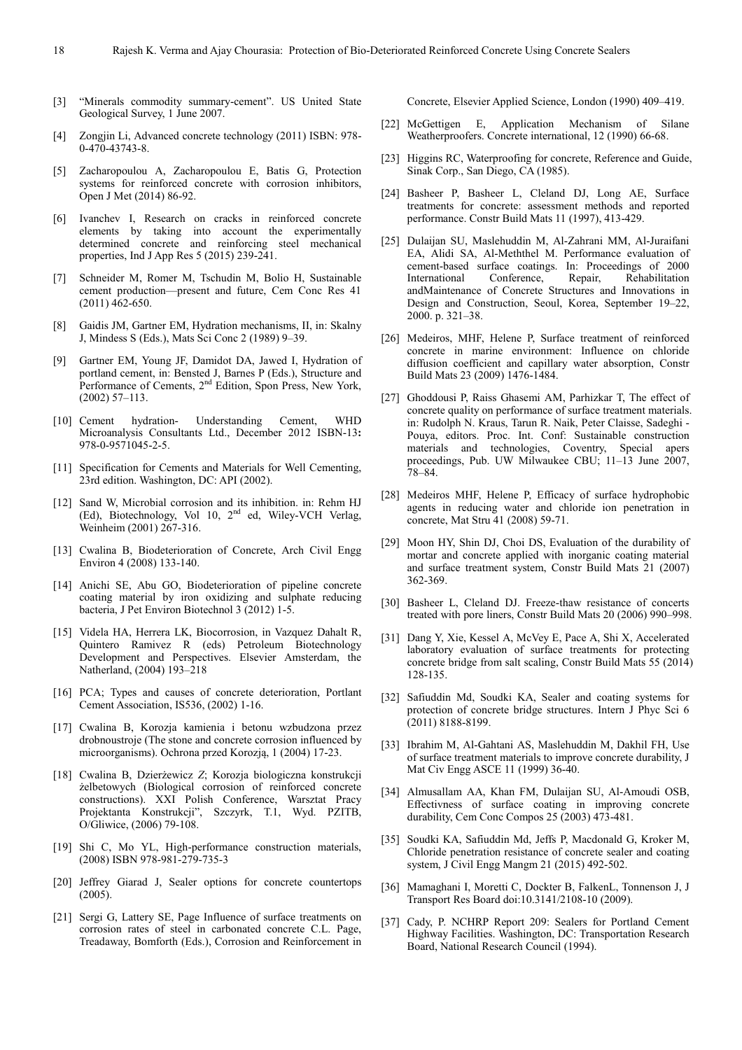[3] "Minerals commodity summary-cement". US United State Geological Survey, 1 June 2007.

[4] Zongjin Li, Advanced concrete technology (2011) ISBN: 978-0-470-43743-8.

[5] Zacharopoulou A, Zacharopoulou E, Batis G, Protection systems for reinforced concrete with corrosion inhibitors, Open J Met (2014) 86-92.

[6] Ivanchev I, Research on cracks in reinforced concrete elements by taking into account the experimentally determined concrete and reinforcing steel mechanical properties, Ind J App Res 5 (2015) 239-241.

[7] Schneider M, Romer M, Tschudin M, Bolio H, Sustainable cement production—present and future, Cem Conc Res 41 (2011) 462-650.

[8] Gaidis JM, Gartner EM, Hydration mechanisms, II, in: Skalny J, Mindess S (Eds.), Mats Sci Conc 2 (1989) 9–39.

[9] Gartner EM, Young JF, Damidot DA, Jawed I, Hydration of portland cement, in: Bensted J, Barnes P (Eds.), Structure and Performance of Cements, 2nd Edition, Spon Press, New York, (2002) 57–113.

[10] Cement hydration- Understanding Cement, WHD Microanalysis Consultants Ltd., December 2012 ISBN-13: 978-0-9571045-2-5.

[11] Specification for Cements and Materials for Well Cementing, 23rd edition. Washington, DC: API (2002).

[12] Sand W, Microbial corrosion and its inhibition. in: Rehm HJ (Ed), Biotechnology, Vol 10, 2nd ed, Wiley-VCH Verlag, Weinheim (2001) 267-316.

[13] Cwalina B, Biodeterioration of Concrete, Arch Civil Engg Environ 4 (2008) 133-140.

[14] Anichi SE, Abu GO, Biodeterioration of pipeline concrete coating material by iron oxidizing and sulphate reducing bacteria, J Pet Environ Biotechnol 3 (2012) 1-5.

[15] Videla HA, Herrera LK, Biocorrosion, in Vazquez Dahalt R, Quintero Ramivez R (eds) Petroleum Biotechnology Development and Perspectives. Elsevier Amsterdam, the Natherland, (2004) 193–218

[16] PCA; Types and causes of concrete deterioration, Portlant Cement Association, IS536, (2002) 1-16.

[17] Cwalina B, Korozja kamienia i betonu wzbudzona przez drobnoustroje (The stone and concrete corrosion influenced by microorganisms). Ochrona przed Korozją, 1 (2004) 17-23.

[18] Cwalina B, Dzierżewicz Z; Korozja biologiczna konstrukcji żelbetowych (Biological corrosion of reinforced concrete constructions). XXI Polish Conference, Warsztat Pracy Projektanta Konstrukcji", Szczyrk, T.1, Wyd. PZITB, O/Gliwice, (2006) 79-108.

[19] Shi C, Mo YL, High-performance construction materials, (2008) ISBN 978-981-279-735-3

[20] Jeffrey Giarad J, Sealer options for concrete countertops (2005).

[21] Sergi G, Lattery SE, Page Influence of surface treatments on corrosion rates of steel in carbonated concrete C.L. Page, Treadaway, Bomforth (Eds.), Corrosion and Reinforcement in Concrete, Elsevier Applied Science, London (1990) 409–419.

[22] McGettigen E, Application Mechanism of Silane Weatherproofers. Concrete international, 12 (1990) 66-68.

[23] Higgins RC, Waterproofing for concrete, Reference and Guide, Sinak Corp., San Diego, CA (1985).

[24] Basheer P, Basheer L, Cleland DJ, Long AE, Surface treatments for concrete: assessment methods and reported performance. Constr Build Mats 11 (1997), 413-429.

[25] Dulaijan SU, Maslehuddin M, Al-Zahrani MM, Al-Juraifani EA, Alidi SA, Al-Meththel M. Performance evaluation of cement-based surface coatings. In: Proceedings of 2000 International Conference, Repair, Rehabilitation andMaintenance of Concrete Structures and Innovations in Design and Construction, Seoul, Korea, September 19–22, 2000. p. 321–38.

[26] Medeiros, MHF, Helene P, Surface treatment of reinforced concrete in marine environment: Influence on chloride diffusion coefficient and capillary water absorption, Constr Build Mats 23 (2009) 1476-1484.

[27] Ghoddousi P, Raiss Ghasemi AM, Parhizkar T, The effect of concrete quality on performance of surface treatment materials. in: Rudolph N. Kraus, Tarun R. Naik, Peter Claisse, Sadeghi - Pouya, editors. Proc. Int. Conf: Sustainable construction materials and technologies, Coventry, Special apers proceedings, Pub. UW Milwaukee CBU; 11–13 June 2007, 78–84.

[28] Medeiros MHF, Helene P, Efficacy of surface hydrophobic agents in reducing water and chloride ion penetration in concrete, Mat Stru 41 (2008) 59-71.

[29] Moon HY, Shin DJ, Choi DS, Evaluation of the durability of mortar and concrete applied with inorganic coating material and surface treatment system, Constr Build Mats 21 (2007) 362-369.

[30] Basheer L, Cleland DJ. Freeze-thaw resistance of concerts treated with pore liners, Constr Build Mats 20 (2006) 990–998.

[31] Dang Y, Xie, Kessel A, McVey E, Pace A, Shi X, Accelerated laboratory evaluation of surface treatments for protecting concrete bridge from salt scaling, Constr Build Mats 55 (2014) 128-135.

[32] Safiuddin Md, Soudki KA, Sealer and coating systems for protection of concrete bridge structures. Intern J Phyc Sci 6 (2011) 8188-8199.

[33] Ibrahim M, Al-Gahtani AS, Maslehuddin M, Dakhil FH, Use of surface treatment materials to improve concrete durability, J Mat Civ Engg ASCE 11 (1999) 36-40.

[34] Almusallam AA, Khan FM, Dulaijan SU, Al-Amoudi OSB, Effectivness of surface coating in improving concrete durability, Cem Conc Compos 25 (2003) 473-481.

[35] Soudki KA, Safiuddin Md, Jeffs P, Macdonald G, Kroker M, Chloride penetration resistance of concrete sealer and coating system, J Civil Engg Mangm 21 (2015) 492-502.

[36] Mamaghani I, Moretti C, Dockter B, FalkenL, Tonnenson J, J Transport Res Board doi:10.3141/2108-10 (2009).

[37] Cady, P. NCHRP Report 209: Sealers for Portland Cement Highway Facilities. Washington, DC: Transportation Research Board, National Research Council (1994).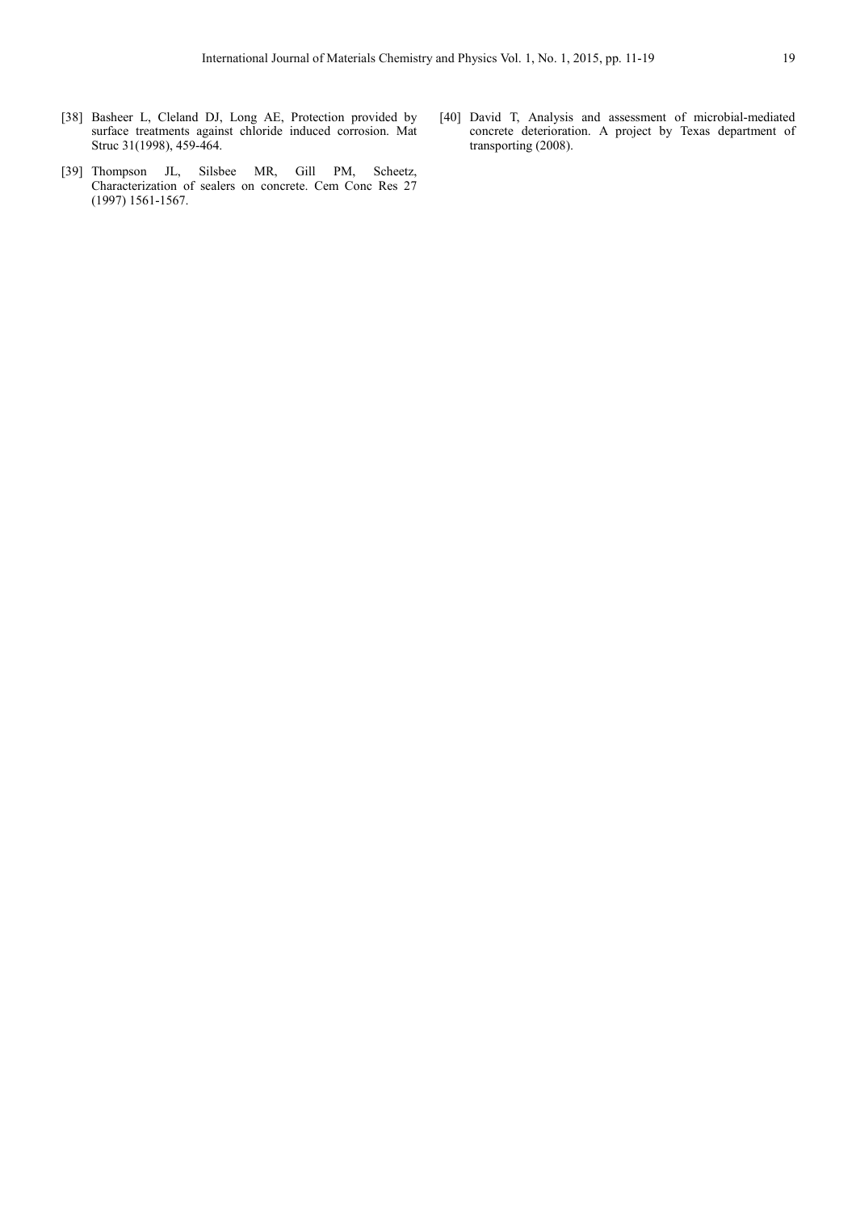[38] Basheer L, Cleland DJ, Long AE, Protection provided by surface treatments against chloride induced corrosion. Mat Struc 31(1998), 459-464.

[39] Thompson JL, Silsbee MR, Gill PM, Scheetz, Characterization of sealers on concrete. Cem Conc Res 27 (1997) 1561-1567.

[40] David T, Analysis and assessment of microbial-mediated concrete deterioration. A project by Texas department of transporting (2008).